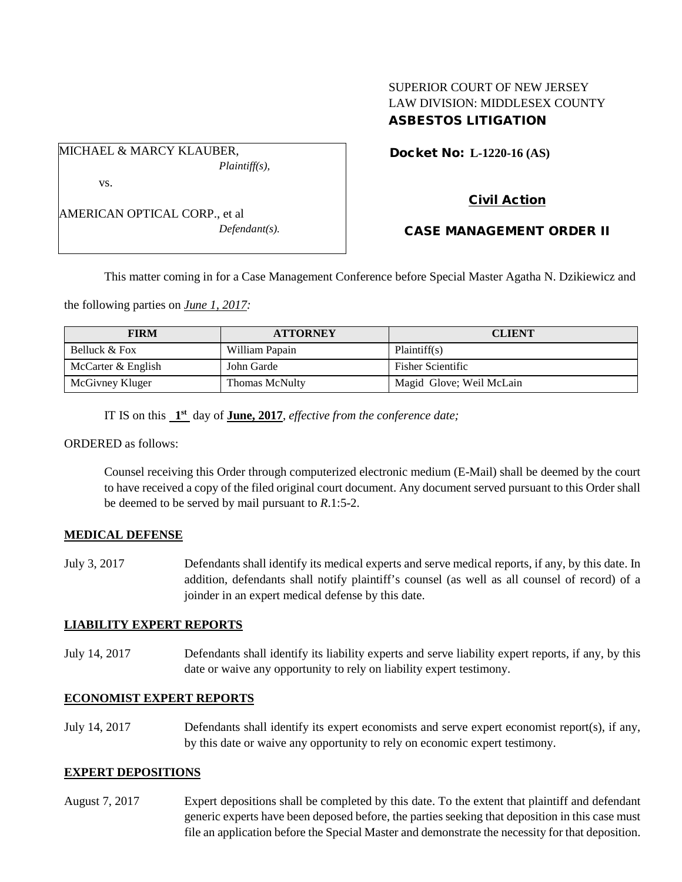SUPERIOR COURT OF NEW JERSEY
LAW DIVISION: MIDDLESEX COUNTY
**ASBESTOS LITIGATION**

MICHAEL & MARCY KLAUBER,
*Plaintiff(s),*

vs.

AMERICAN OPTICAL CORP., et al
*Defendant(s).*

**Docket No: L-1220-16 (AS)**

**Civil Action**

**CASE MANAGEMENT ORDER II**

This matter coming in for a Case Management Conference before Special Master Agatha N. Dzikiewicz and the following parties on ***June 1, 2017:***

| FIRM | ATTORNEY | CLIENT |
|---|---|---|
| Belluck & Fox | William Papain | Plaintiff(s) |
| McCarter & English | John Garde | Fisher Scientific |
| McGivney Kluger | Thomas McNulty | Magid Glove; Weil McLain |

IT IS on this **1st** day of **June, 2017**, *effective from the conference date;*

ORDERED as follows:

Counsel receiving this Order through computerized electronic medium (E-Mail) shall be deemed by the court to have received a copy of the filed original court document. Any document served pursuant to this Order shall be deemed to be served by mail pursuant to *R*.1:5-2.

**MEDICAL DEFENSE**

July 3, 2017 — Defendants shall identify its medical experts and serve medical reports, if any, by this date. In addition, defendants shall notify plaintiff's counsel (as well as all counsel of record) of a joinder in an expert medical defense by this date.

**LIABILITY EXPERT REPORTS**

July 14, 2017 — Defendants shall identify its liability experts and serve liability expert reports, if any, by this date or waive any opportunity to rely on liability expert testimony.

**ECONOMIST EXPERT REPORTS**

July 14, 2017 — Defendants shall identify its expert economists and serve expert economist report(s), if any, by this date or waive any opportunity to rely on economic expert testimony.

**EXPERT DEPOSITIONS**

August 7, 2017 — Expert depositions shall be completed by this date. To the extent that plaintiff and defendant generic experts have been deposed before, the parties seeking that deposition in this case must file an application before the Special Master and demonstrate the necessity for that deposition.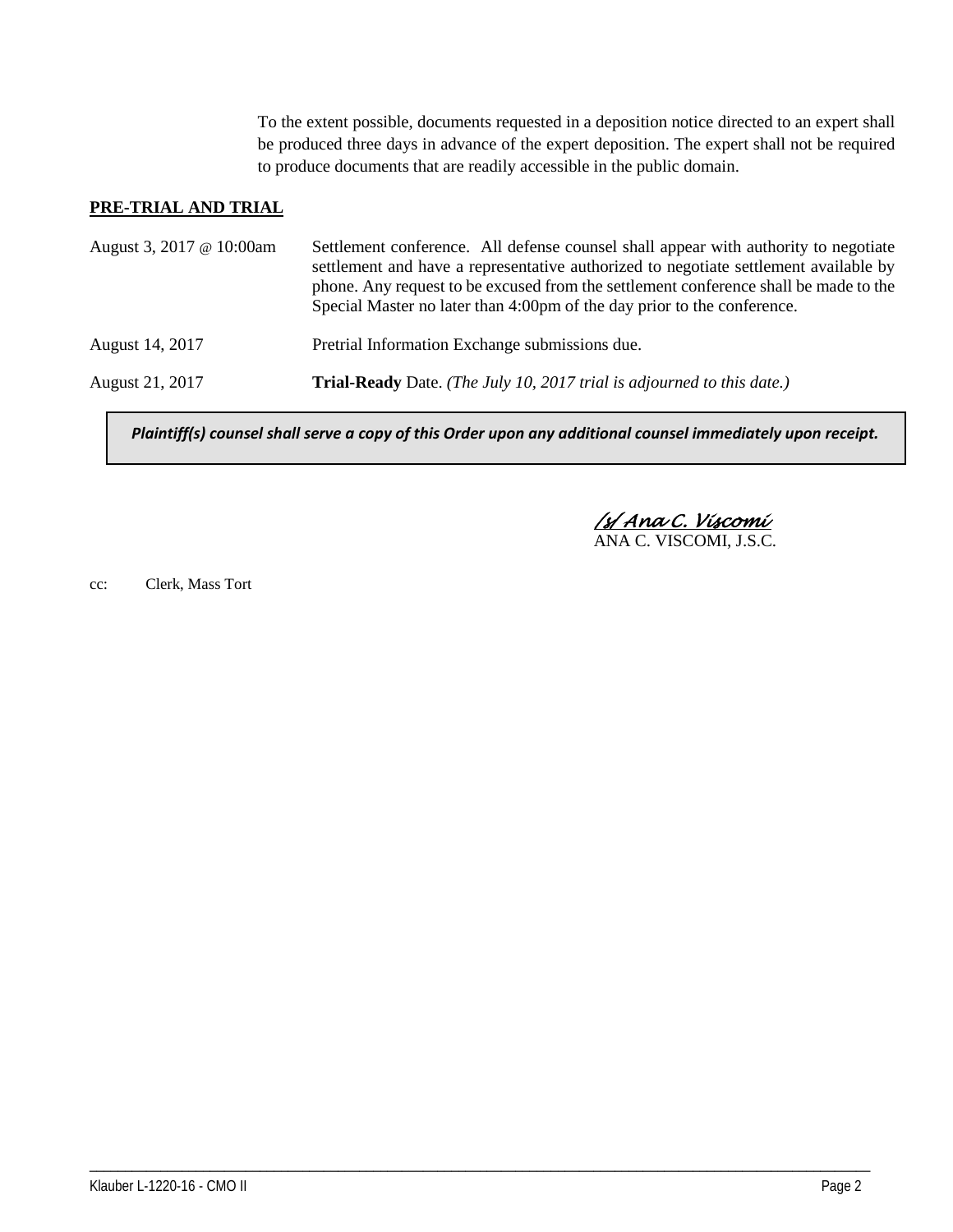To the extent possible, documents requested in a deposition notice directed to an expert shall be produced three days in advance of the expert deposition. The expert shall not be required to produce documents that are readily accessible in the public domain.

**PRE-TRIAL AND TRIAL**

| | |
|---|---|
| August 3, 2017 @ 10:00am | Settlement conference. All defense counsel shall appear with authority to negotiate settlement and have a representative authorized to negotiate settlement available by phone. Any request to be excused from the settlement conference shall be made to the Special Master no later than 4:00pm of the day prior to the conference. |
| August 14, 2017 | Pretrial Information Exchange submissions due. |
| August 21, 2017 | **Trial-Ready** Date. *(The July 10, 2017 trial is adjourned to this date.)* |

***Plaintiff(s) counsel shall serve a copy of this Order upon any additional counsel immediately upon receipt.***

*/s/ Ana C. Viscomi*
ANA C. VISCOMI, J.S.C.

cc: Clerk, Mass Tort